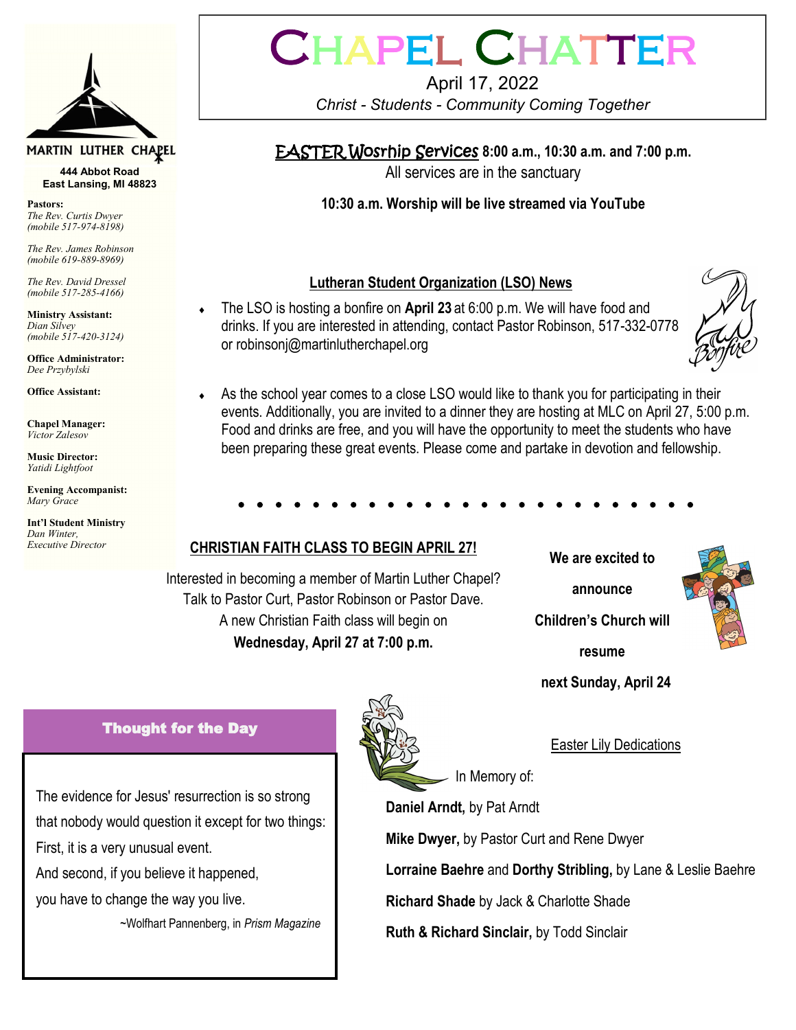# CHAPEL CHATTER

April 17, 2022

*Christ - Students - Community Coming Together*

**MARTIN LUTHER CHAPEL**

**444 Abbot Road**
**East Lansing, MI 48823**

**Pastors:**
*The Rev. Curtis Dwyer*
*(mobile 517-974-8198)*

*The Rev. James Robinson*
*(mobile 619-889-8969)*

*The Rev. David Dressel*
*(mobile 517-285-4166)*

**Ministry Assistant:**
*Dian Silvey*
*(mobile 517-420-3124)*

**Office Administrator:**
*Dee Przybylski*

**Office Assistant:**

**Chapel Manager:**
*Victor Zalesov*

**Music Director:**
*Yatidi Lightfoot*

**Evening Accompanist:**
*Mary Grace*

**Int'l Student Ministry**
*Dan Winter,*
*Executive Director*

## EASTER Wosrhip Services **8:00 a.m., 10:30 a.m. and 7:00 p.m.**

All services are in the sanctuary

**10:30 a.m. Worship will be live streamed via YouTube**

## Lutheran Student Organization (LSO) News

- The LSO is hosting a bonfire on **April 23** at 6:00 p.m. We will have food and drinks. If you are interested in attending, contact Pastor Robinson, 517-332-0778 or robinsonj@martinlutherchapel.org
- As the school year comes to a close LSO would like to thank you for participating in their events. Additionally, you are invited to a dinner they are hosting at MLC on April 27, 5:00 p.m. Food and drinks are free, and you will have the opportunity to meet the students who have been preparing these great events. Please come and partake in devotion and fellowship.

## CHRISTIAN FAITH CLASS TO BEGIN APRIL 27!

Interested in becoming a member of Martin Luther Chapel? Talk to Pastor Curt, Pastor Robinson or Pastor Dave. A new Christian Faith class will begin on **Wednesday, April 27 at 7:00 p.m.**

**We are excited to announce Children's Church will resume next Sunday, April 24**

### Thought for the Day

The evidence for Jesus' resurrection is so strong that nobody would question it except for two things: First, it is a very unusual event. And second, if you believe it happened, you have to change the way you live.

~Wolfhart Pannenberg, in *Prism Magazine*

### Easter Lily Dedications

In Memory of:

**Daniel Arndt,** by Pat Arndt

**Mike Dwyer,** by Pastor Curt and Rene Dwyer

**Lorraine Baehre** and **Dorthy Stribling,** by Lane & Leslie Baehre

**Richard Shade** by Jack & Charlotte Shade

**Ruth & Richard Sinclair,** by Todd Sinclair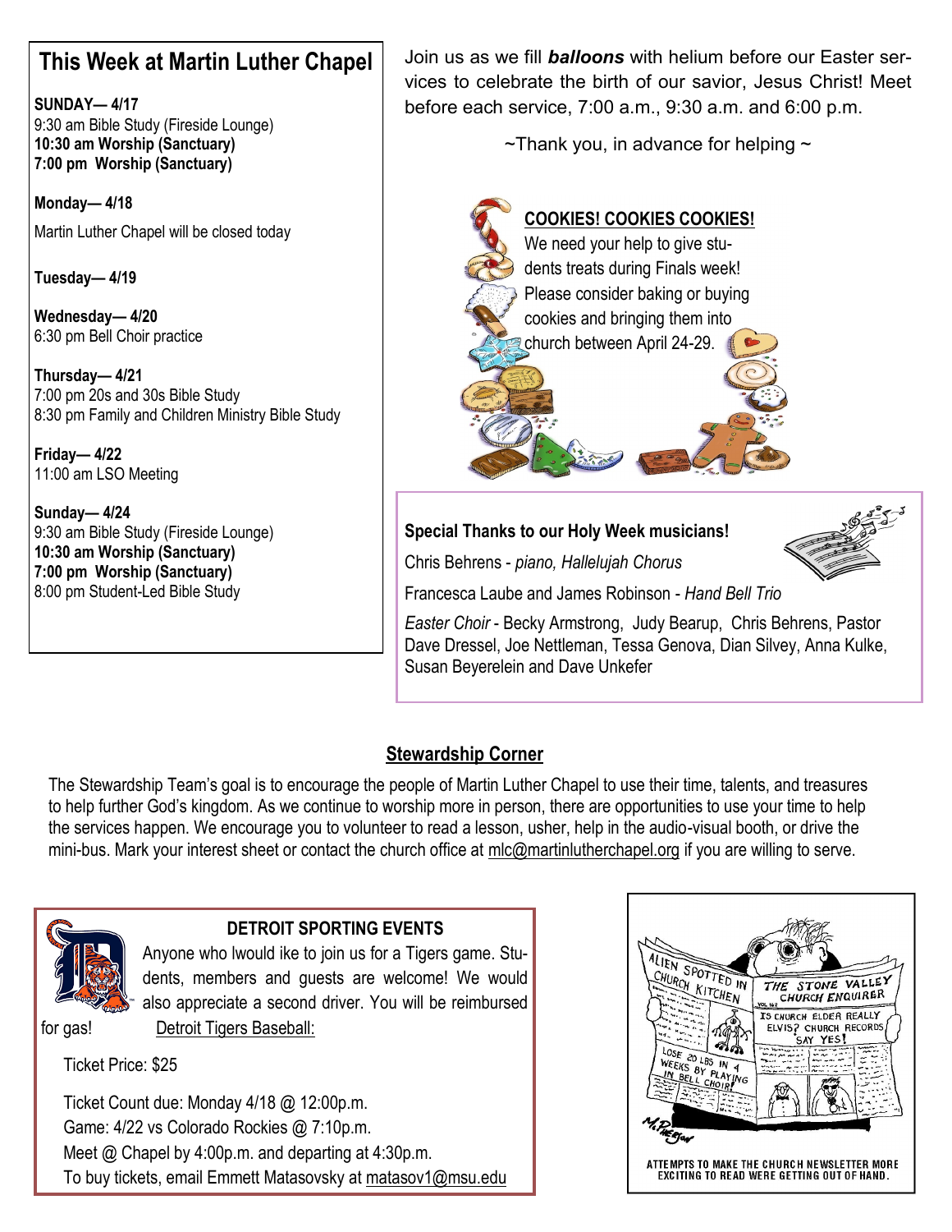## This Week at Martin Luther Chapel

**SUNDAY— 4/17**
9:30 am Bible Study (Fireside Lounge)
**10:30 am Worship (Sanctuary)**
**7:00 pm Worship (Sanctuary)**

**Monday— 4/18**
Martin Luther Chapel will be closed today

**Tuesday— 4/19**

**Wednesday— 4/20**
6:30 pm Bell Choir practice

**Thursday— 4/21**
7:00 pm 20s and 30s Bible Study
8:30 pm Family and Children Ministry Bible Study

**Friday— 4/22**
11:00 am LSO Meeting

**Sunday— 4/24**
9:30 am Bible Study (Fireside Lounge)
**10:30 am Worship (Sanctuary)**
**7:00 pm Worship (Sanctuary)**
8:00 pm Student-Led Bible Study

Join us as we fill ***balloons*** with helium before our Easter services to celebrate the birth of our savior, Jesus Christ! Meet before each service, 7:00 a.m., 9:30 a.m. and 6:00 p.m.

~Thank you, in advance for helping ~

**COOKIES! COOKIES COOKIES!**
We need your help to give students treats during Finals week! Please consider baking or buying cookies and bringing them into church between April 24-29.

**Special Thanks to our Holy Week musicians!**

Chris Behrens - *piano, Hallelujah Chorus*

Francesca Laube and James Robinson - *Hand Bell Trio*

*Easter Choir* - Becky Armstrong, Judy Bearup, Chris Behrens, Pastor Dave Dressel, Joe Nettleman, Tessa Genova, Dian Silvey, Anna Kulke, Susan Beyerelein and Dave Unkefer

## Stewardship Corner

The Stewardship Team's goal is to encourage the people of Martin Luther Chapel to use their time, talents, and treasures to help further God's kingdom. As we continue to worship more in person, there are opportunities to use your time to help the services happen. We encourage you to volunteer to read a lesson, usher, help in the audio-visual booth, or drive the mini-bus. Mark your interest sheet or contact the church office at mlc@martinlutherchapel.org if you are willing to serve.

**DETROIT SPORTING EVENTS**

Anyone who lwould ike to join us for a Tigers game. Students, members and guests are welcome! We would also appreciate a second driver. You will be reimbursed for gas! Detroit Tigers Baseball:

Ticket Price: $25

Ticket Count due: Monday 4/18 @ 12:00p.m.
Game: 4/22 vs Colorado Rockies @ 7:10p.m.
Meet @ Chapel by 4:00p.m. and departing at 4:30p.m.
To buy tickets, email Emmett Matasovsky at matasov1@msu.edu

ATTEMPTS TO MAKE THE CHURCH NEWSLETTER MORE EXCITING TO READ WERE GETTING OUT OF HAND.